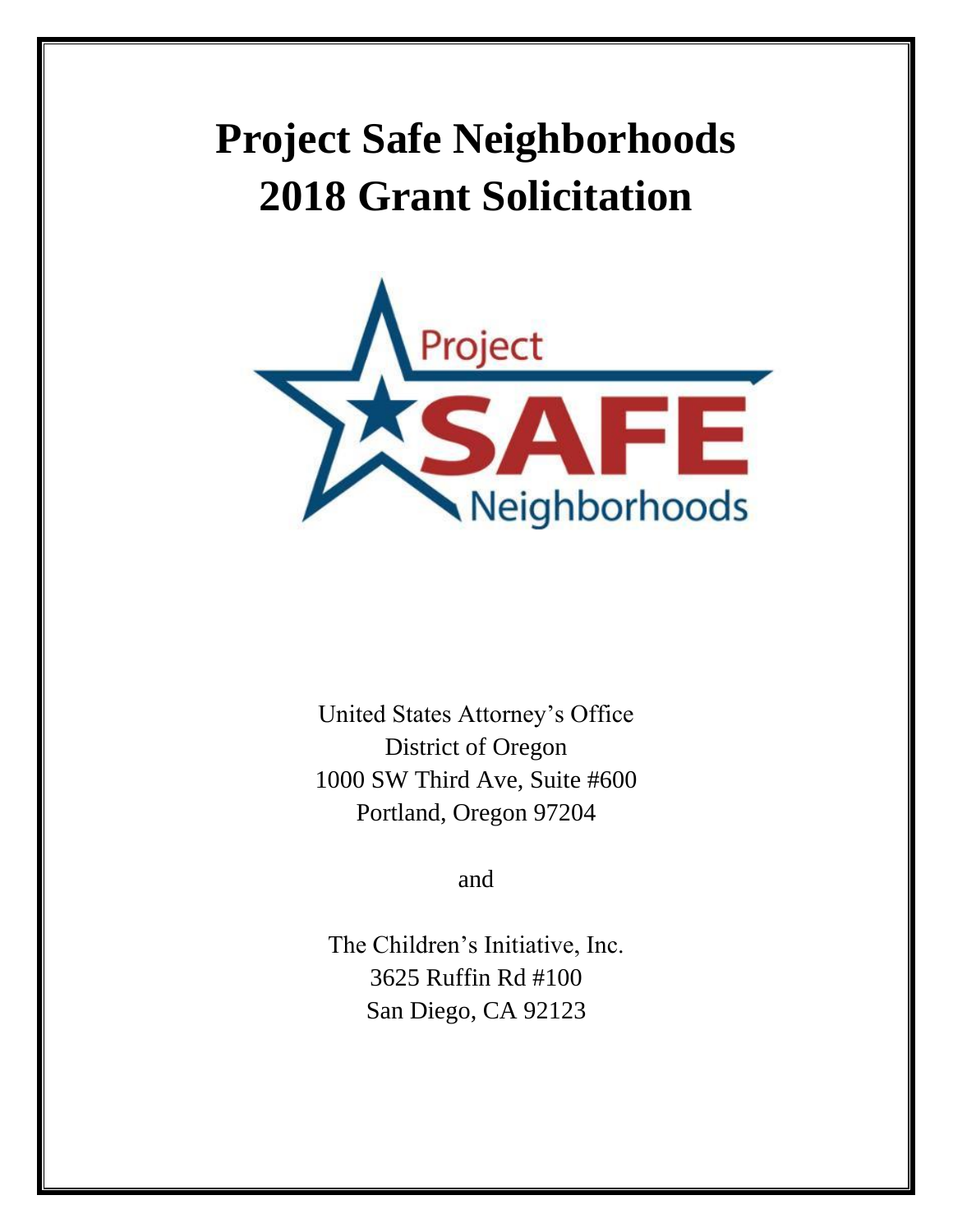# Project Safe Neighborhoods 2018 Grant Solicitation

United States Attorney's Office
District of Oregon
1000 SW Third Ave, Suite #600
Portland, Oregon 97204

and

The Children's Initiative, Inc.
3625 Ruffin Rd #100
San Diego, CA 92123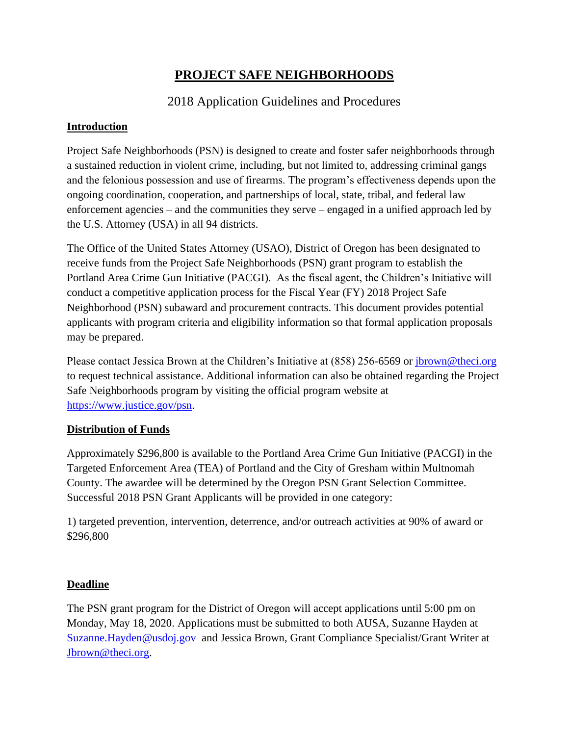# PROJECT SAFE NEIGHBORHOODS

## 2018 Application Guidelines and Procedures

### Introduction

Project Safe Neighborhoods (PSN) is designed to create and foster safer neighborhoods through a sustained reduction in violent crime, including, but not limited to, addressing criminal gangs and the felonious possession and use of firearms. The program's effectiveness depends upon the ongoing coordination, cooperation, and partnerships of local, state, tribal, and federal law enforcement agencies – and the communities they serve – engaged in a unified approach led by the U.S. Attorney (USA) in all 94 districts.

The Office of the United States Attorney (USAO), District of Oregon has been designated to receive funds from the Project Safe Neighborhoods (PSN) grant program to establish the Portland Area Crime Gun Initiative (PACGI). As the fiscal agent, the Children's Initiative will conduct a competitive application process for the Fiscal Year (FY) 2018 Project Safe Neighborhood (PSN) subaward and procurement contracts. This document provides potential applicants with program criteria and eligibility information so that formal application proposals may be prepared.

Please contact Jessica Brown at the Children's Initiative at (858) 256-6569 or jbrown@theci.org to request technical assistance. Additional information can also be obtained regarding the Project Safe Neighborhoods program by visiting the official program website at https://www.justice.gov/psn.

### Distribution of Funds

Approximately $296,800 is available to the Portland Area Crime Gun Initiative (PACGI) in the Targeted Enforcement Area (TEA) of Portland and the City of Gresham within Multnomah County. The awardee will be determined by the Oregon PSN Grant Selection Committee. Successful 2018 PSN Grant Applicants will be provided in one category:

1) targeted prevention, intervention, deterrence, and/or outreach activities at 90% of award or $296,800

### Deadline

The PSN grant program for the District of Oregon will accept applications until 5:00 pm on Monday, May 18, 2020. Applications must be submitted to both AUSA, Suzanne Hayden at Suzanne.Hayden@usdoj.gov and Jessica Brown, Grant Compliance Specialist/Grant Writer at Jbrown@theci.org.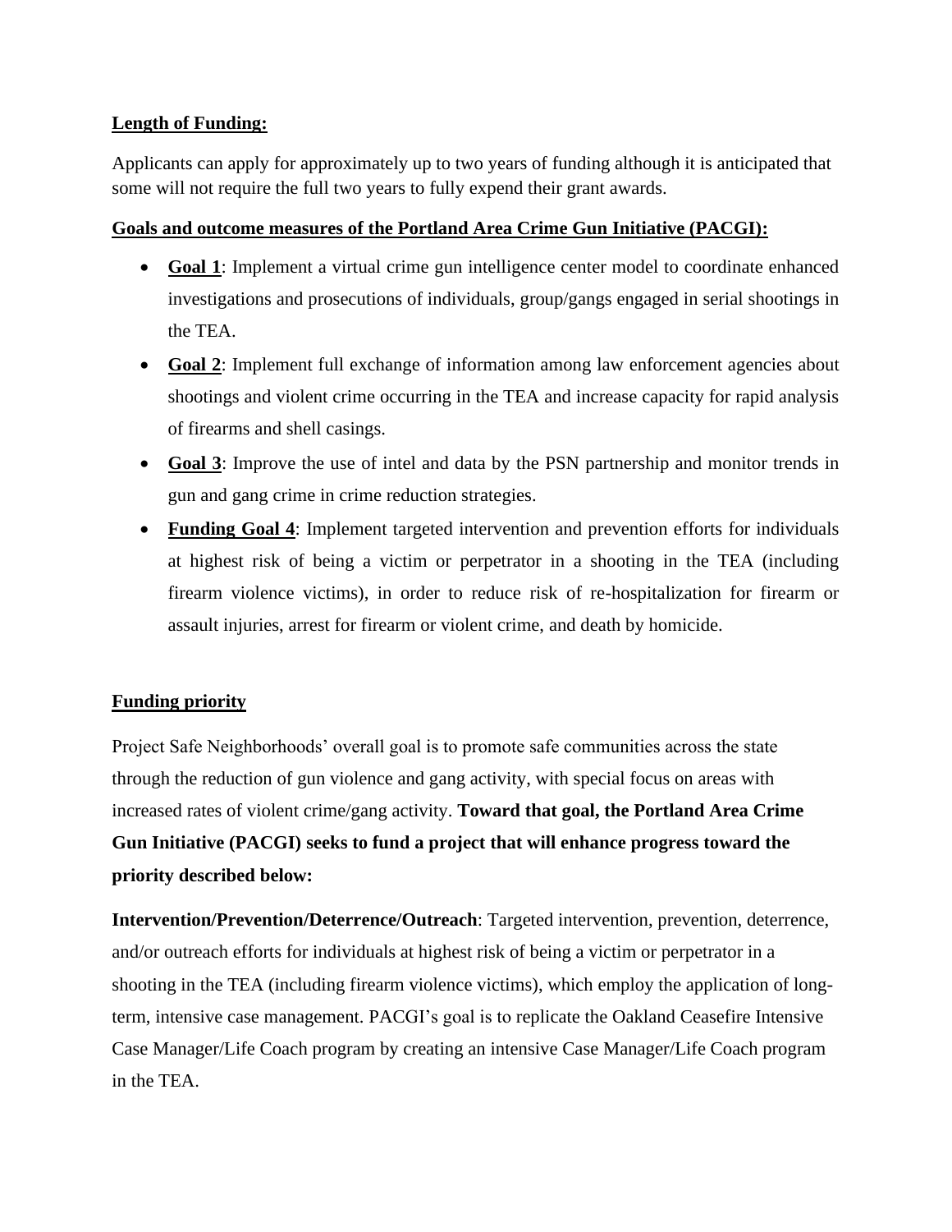**Length of Funding:**

Applicants can apply for approximately up to two years of funding although it is anticipated that some will not require the full two years to fully expend their grant awards.

**Goals and outcome measures of the Portland Area Crime Gun Initiative (PACGI):**

- **Goal 1**: Implement a virtual crime gun intelligence center model to coordinate enhanced investigations and prosecutions of individuals, group/gangs engaged in serial shootings in the TEA.
- **Goal 2**: Implement full exchange of information among law enforcement agencies about shootings and violent crime occurring in the TEA and increase capacity for rapid analysis of firearms and shell casings.
- **Goal 3**: Improve the use of intel and data by the PSN partnership and monitor trends in gun and gang crime in crime reduction strategies.
- **Funding Goal 4**: Implement targeted intervention and prevention efforts for individuals at highest risk of being a victim or perpetrator in a shooting in the TEA (including firearm violence victims), in order to reduce risk of re-hospitalization for firearm or assault injuries, arrest for firearm or violent crime, and death by homicide.

**Funding priority**

Project Safe Neighborhoods' overall goal is to promote safe communities across the state through the reduction of gun violence and gang activity, with special focus on areas with increased rates of violent crime/gang activity. **Toward that goal, the Portland Area Crime Gun Initiative (PACGI) seeks to fund a project that will enhance progress toward the priority described below:**

**Intervention/Prevention/Deterrence/Outreach**: Targeted intervention, prevention, deterrence, and/or outreach efforts for individuals at highest risk of being a victim or perpetrator in a shooting in the TEA (including firearm violence victims), which employ the application of long-term, intensive case management. PACGI's goal is to replicate the Oakland Ceasefire Intensive Case Manager/Life Coach program by creating an intensive Case Manager/Life Coach program in the TEA.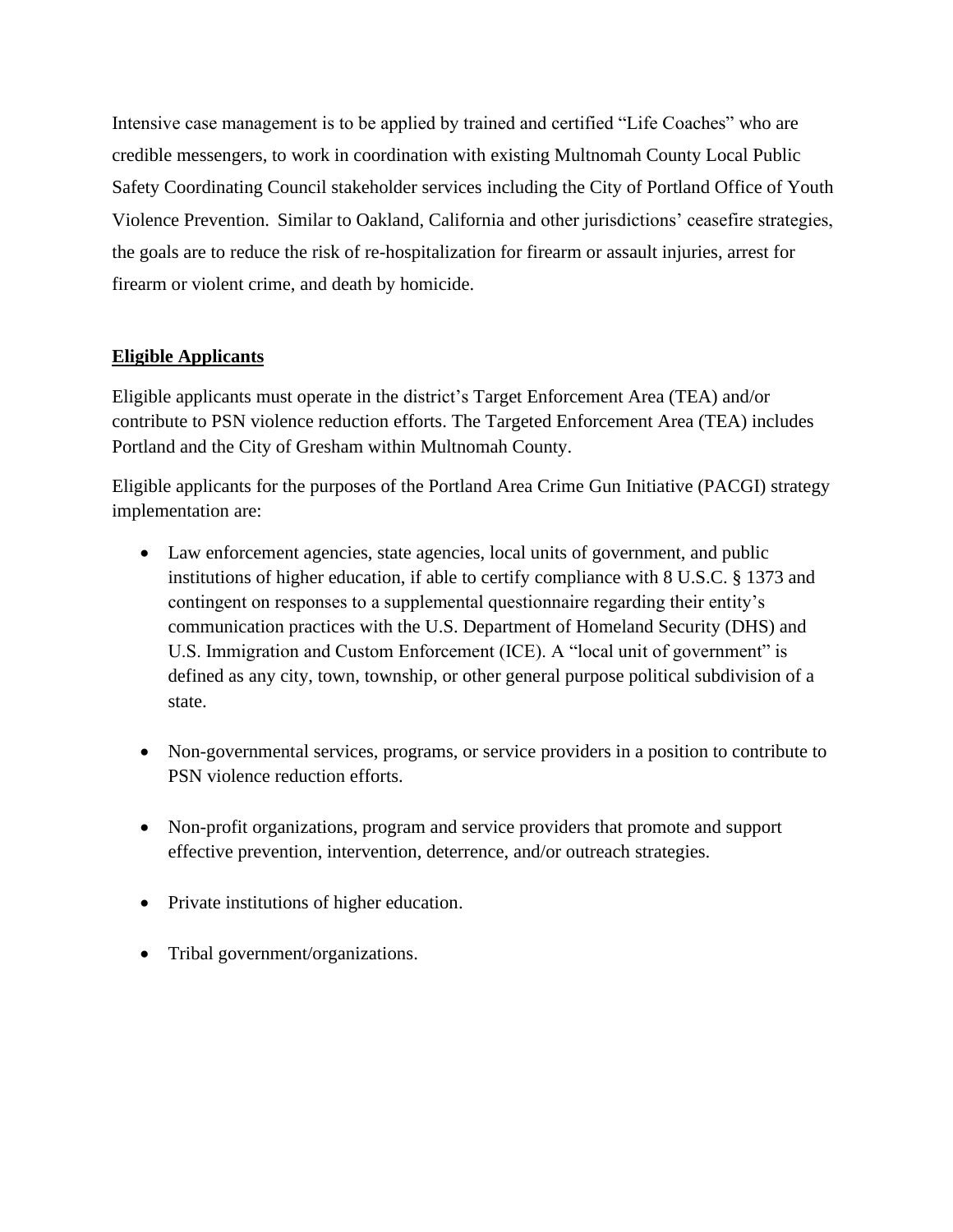Intensive case management is to be applied by trained and certified "Life Coaches" who are credible messengers, to work in coordination with existing Multnomah County Local Public Safety Coordinating Council stakeholder services including the City of Portland Office of Youth Violence Prevention. Similar to Oakland, California and other jurisdictions' ceasefire strategies, the goals are to reduce the risk of re-hospitalization for firearm or assault injuries, arrest for firearm or violent crime, and death by homicide.

## Eligible Applicants

Eligible applicants must operate in the district's Target Enforcement Area (TEA) and/or contribute to PSN violence reduction efforts. The Targeted Enforcement Area (TEA) includes Portland and the City of Gresham within Multnomah County.

Eligible applicants for the purposes of the Portland Area Crime Gun Initiative (PACGI) strategy implementation are:

- Law enforcement agencies, state agencies, local units of government, and public institutions of higher education, if able to certify compliance with 8 U.S.C. § 1373 and contingent on responses to a supplemental questionnaire regarding their entity's communication practices with the U.S. Department of Homeland Security (DHS) and U.S. Immigration and Custom Enforcement (ICE). A "local unit of government" is defined as any city, town, township, or other general purpose political subdivision of a state.

- Non-governmental services, programs, or service providers in a position to contribute to PSN violence reduction efforts.

- Non-profit organizations, program and service providers that promote and support effective prevention, intervention, deterrence, and/or outreach strategies.

- Private institutions of higher education.

- Tribal government/organizations.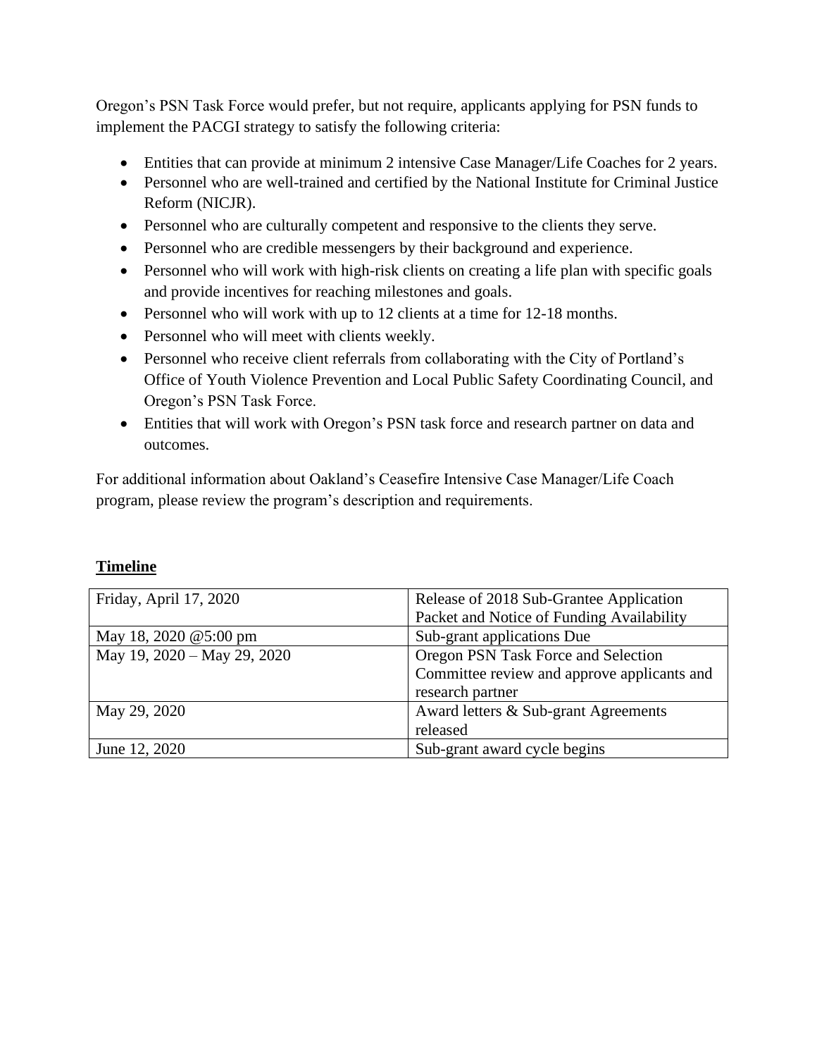Oregon's PSN Task Force would prefer, but not require, applicants applying for PSN funds to implement the PACGI strategy to satisfy the following criteria:

- Entities that can provide at minimum 2 intensive Case Manager/Life Coaches for 2 years.
- Personnel who are well-trained and certified by the National Institute for Criminal Justice Reform (NICJR).
- Personnel who are culturally competent and responsive to the clients they serve.
- Personnel who are credible messengers by their background and experience.
- Personnel who will work with high-risk clients on creating a life plan with specific goals and provide incentives for reaching milestones and goals.
- Personnel who will work with up to 12 clients at a time for 12-18 months.
- Personnel who will meet with clients weekly.
- Personnel who receive client referrals from collaborating with the City of Portland's Office of Youth Violence Prevention and Local Public Safety Coordinating Council, and Oregon's PSN Task Force.
- Entities that will work with Oregon's PSN task force and research partner on data and outcomes.

For additional information about Oakland's Ceasefire Intensive Case Manager/Life Coach program, please review the program's description and requirements.

**Timeline**

| | |
|---|---|
| Friday, April 17, 2020 | Release of 2018 Sub-Grantee Application Packet and Notice of Funding Availability |
| May 18, 2020 @5:00 pm | Sub-grant applications Due |
| May 19, 2020 – May 29, 2020 | Oregon PSN Task Force and Selection Committee review and approve applicants and research partner |
| May 29, 2020 | Award letters & Sub-grant Agreements released |
| June 12, 2020 | Sub-grant award cycle begins |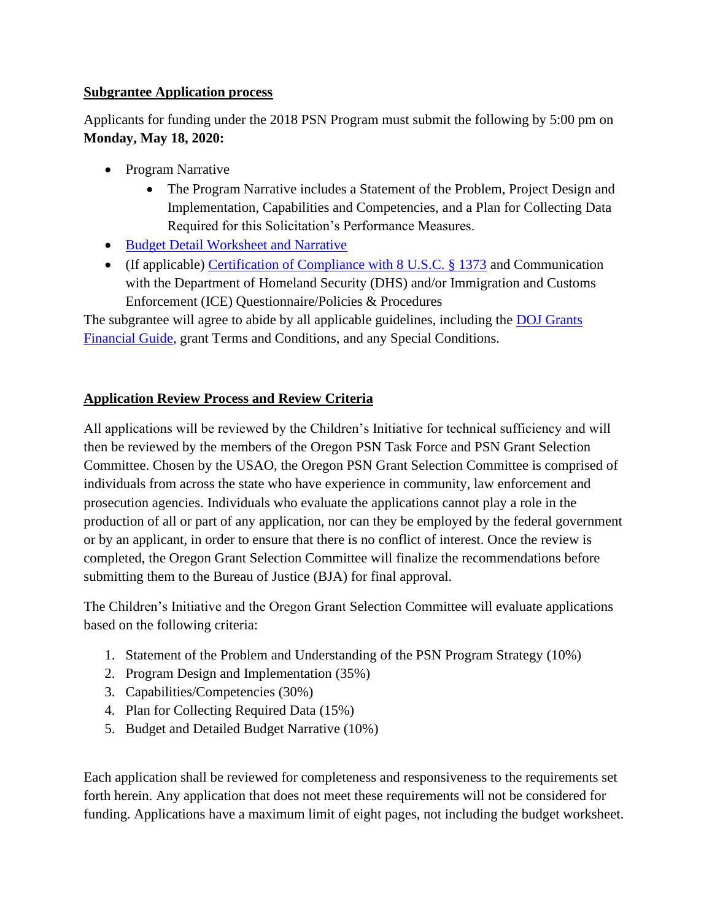**Subgrantee Application process**

Applicants for funding under the 2018 PSN Program must submit the following by 5:00 pm on **Monday, May 18, 2020:**

- Program Narrative
    - The Program Narrative includes a Statement of the Problem, Project Design and Implementation, Capabilities and Competencies, and a Plan for Collecting Data Required for this Solicitation's Performance Measures.
- Budget Detail Worksheet and Narrative
- (If applicable) Certification of Compliance with 8 U.S.C. § 1373 and Communication with the Department of Homeland Security (DHS) and/or Immigration and Customs Enforcement (ICE) Questionnaire/Policies & Procedures

The subgrantee will agree to abide by all applicable guidelines, including the DOJ Grants Financial Guide, grant Terms and Conditions, and any Special Conditions.

**Application Review Process and Review Criteria**

All applications will be reviewed by the Children's Initiative for technical sufficiency and will then be reviewed by the members of the Oregon PSN Task Force and PSN Grant Selection Committee. Chosen by the USAO, the Oregon PSN Grant Selection Committee is comprised of individuals from across the state who have experience in community, law enforcement and prosecution agencies. Individuals who evaluate the applications cannot play a role in the production of all or part of any application, nor can they be employed by the federal government or by an applicant, in order to ensure that there is no conflict of interest. Once the review is completed, the Oregon Grant Selection Committee will finalize the recommendations before submitting them to the Bureau of Justice (BJA) for final approval.

The Children's Initiative and the Oregon Grant Selection Committee will evaluate applications based on the following criteria:

1. Statement of the Problem and Understanding of the PSN Program Strategy (10%)
2. Program Design and Implementation (35%)
3. Capabilities/Competencies (30%)
4. Plan for Collecting Required Data (15%)
5. Budget and Detailed Budget Narrative (10%)

Each application shall be reviewed for completeness and responsiveness to the requirements set forth herein. Any application that does not meet these requirements will not be considered for funding. Applications have a maximum limit of eight pages, not including the budget worksheet.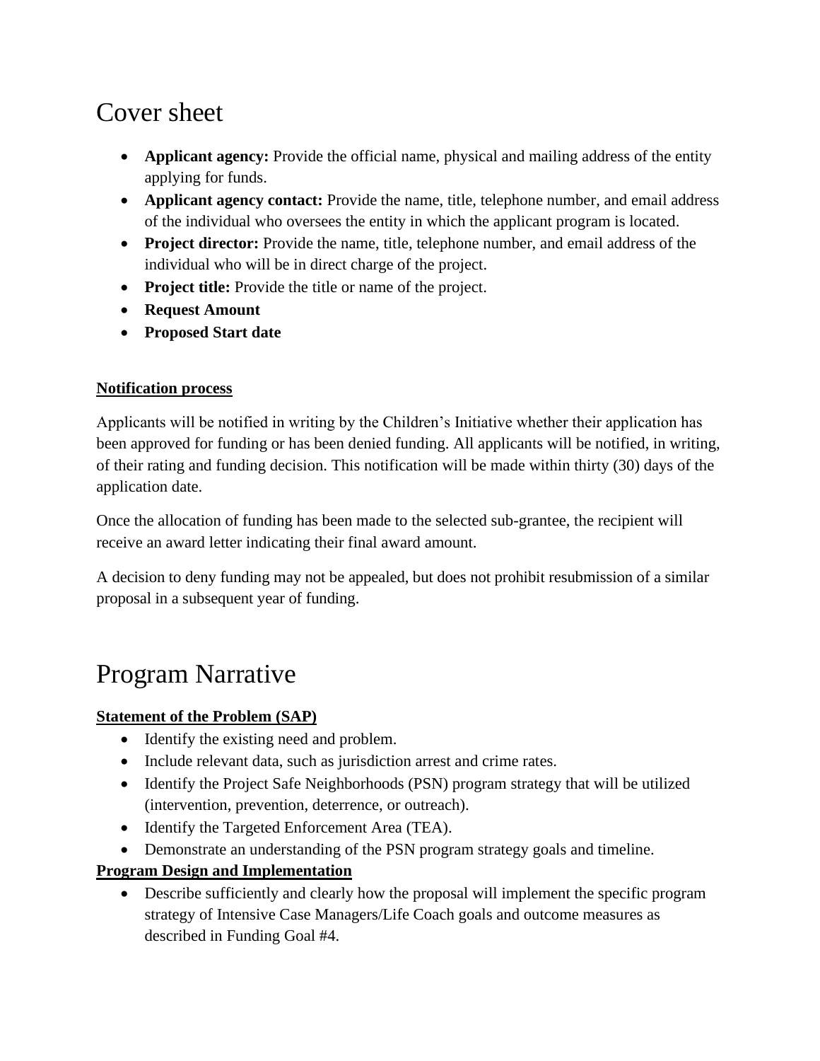# Cover sheet

- **Applicant agency:** Provide the official name, physical and mailing address of the entity applying for funds.
- **Applicant agency contact:** Provide the name, title, telephone number, and email address of the individual who oversees the entity in which the applicant program is located.
- **Project director:** Provide the name, title, telephone number, and email address of the individual who will be in direct charge of the project.
- **Project title:** Provide the title or name of the project.
- **Request Amount**
- **Proposed Start date**

**Notification process**

Applicants will be notified in writing by the Children's Initiative whether their application has been approved for funding or has been denied funding. All applicants will be notified, in writing, of their rating and funding decision. This notification will be made within thirty (30) days of the application date.

Once the allocation of funding has been made to the selected sub-grantee, the recipient will receive an award letter indicating their final award amount.

A decision to deny funding may not be appealed, but does not prohibit resubmission of a similar proposal in a subsequent year of funding.

# Program Narrative

**Statement of the Problem (SAP)**

- Identify the existing need and problem.
- Include relevant data, such as jurisdiction arrest and crime rates.
- Identify the Project Safe Neighborhoods (PSN) program strategy that will be utilized (intervention, prevention, deterrence, or outreach).
- Identify the Targeted Enforcement Area (TEA).
- Demonstrate an understanding of the PSN program strategy goals and timeline.

**Program Design and Implementation**

- Describe sufficiently and clearly how the proposal will implement the specific program strategy of Intensive Case Managers/Life Coach goals and outcome measures as described in Funding Goal #4.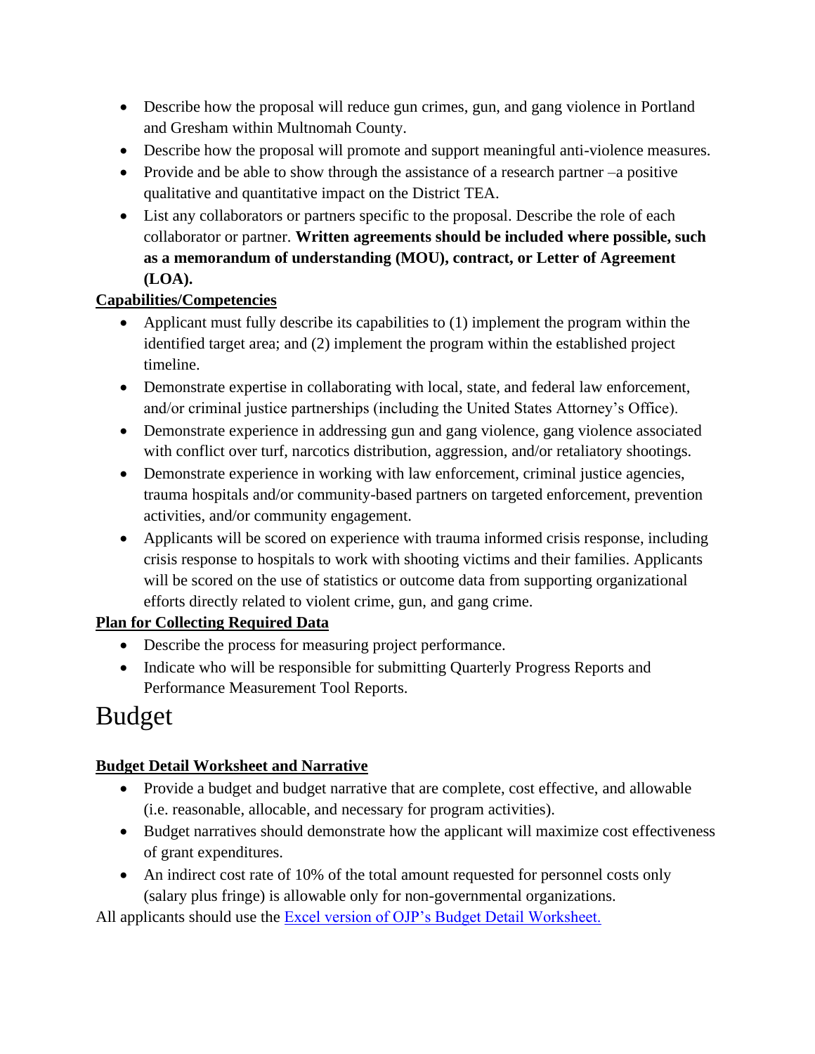- Describe how the proposal will reduce gun crimes, gun, and gang violence in Portland and Gresham within Multnomah County.
- Describe how the proposal will promote and support meaningful anti-violence measures.
- Provide and be able to show through the assistance of a research partner –a positive qualitative and quantitative impact on the District TEA.
- List any collaborators or partners specific to the proposal. Describe the role of each collaborator or partner. **Written agreements should be included where possible, such as a memorandum of understanding (MOU), contract, or Letter of Agreement (LOA).**

**Capabilities/Competencies**

- Applicant must fully describe its capabilities to (1) implement the program within the identified target area; and (2) implement the program within the established project timeline.
- Demonstrate expertise in collaborating with local, state, and federal law enforcement, and/or criminal justice partnerships (including the United States Attorney's Office).
- Demonstrate experience in addressing gun and gang violence, gang violence associated with conflict over turf, narcotics distribution, aggression, and/or retaliatory shootings.
- Demonstrate experience in working with law enforcement, criminal justice agencies, trauma hospitals and/or community-based partners on targeted enforcement, prevention activities, and/or community engagement.
- Applicants will be scored on experience with trauma informed crisis response, including crisis response to hospitals to work with shooting victims and their families. Applicants will be scored on the use of statistics or outcome data from supporting organizational efforts directly related to violent crime, gun, and gang crime.

**Plan for Collecting Required Data**

- Describe the process for measuring project performance.
- Indicate who will be responsible for submitting Quarterly Progress Reports and Performance Measurement Tool Reports.

# Budget

**Budget Detail Worksheet and Narrative**

- Provide a budget and budget narrative that are complete, cost effective, and allowable (i.e. reasonable, allocable, and necessary for program activities).
- Budget narratives should demonstrate how the applicant will maximize cost effectiveness of grant expenditures.
- An indirect cost rate of 10% of the total amount requested for personnel costs only (salary plus fringe) is allowable only for non-governmental organizations.

All applicants should use the Excel version of OJP's Budget Detail Worksheet.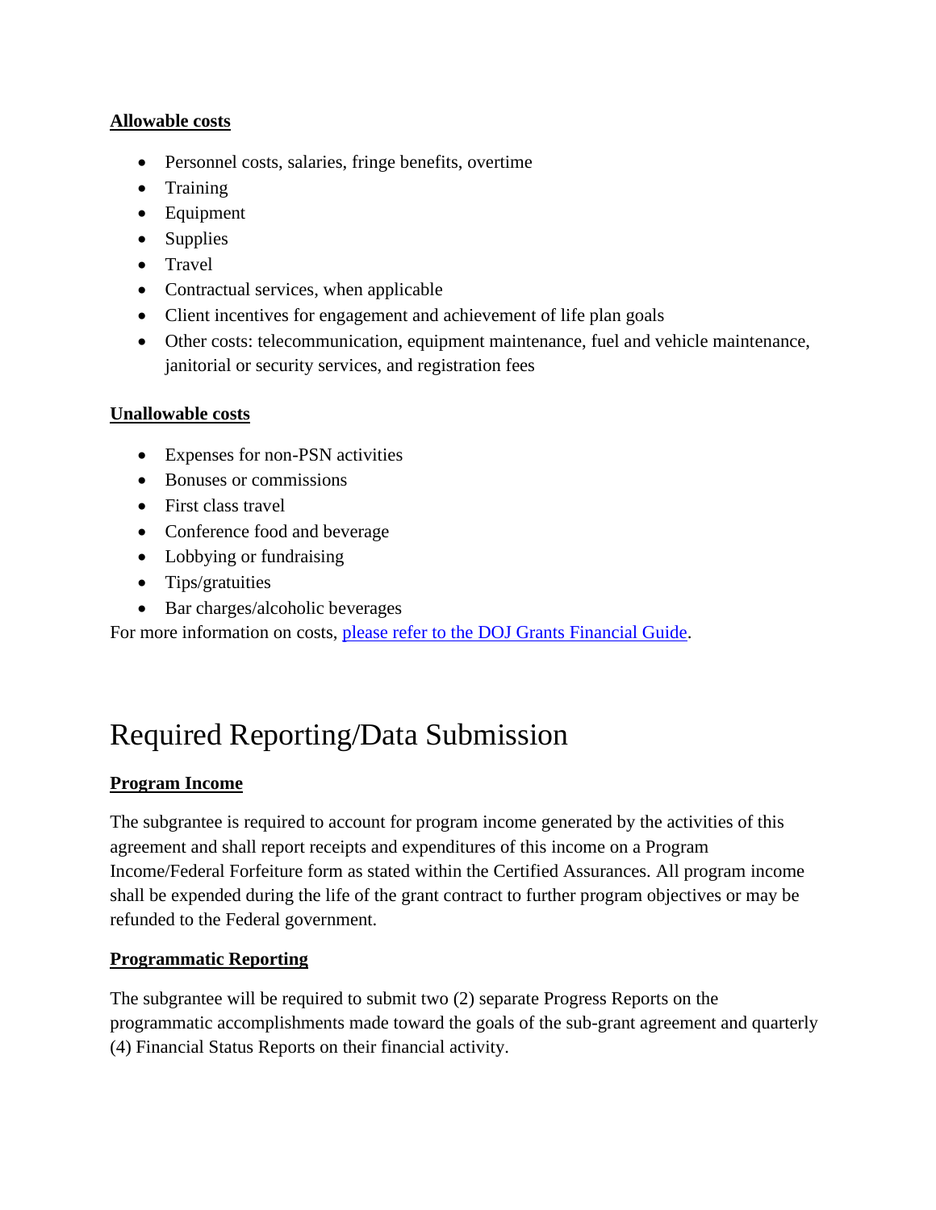**Allowable costs**

- Personnel costs, salaries, fringe benefits, overtime
- Training
- Equipment
- Supplies
- Travel
- Contractual services, when applicable
- Client incentives for engagement and achievement of life plan goals
- Other costs: telecommunication, equipment maintenance, fuel and vehicle maintenance, janitorial or security services, and registration fees

**Unallowable costs**

- Expenses for non-PSN activities
- Bonuses or commissions
- First class travel
- Conference food and beverage
- Lobbying or fundraising
- Tips/gratuities
- Bar charges/alcoholic beverages

For more information on costs, [please refer to the DOJ Grants Financial Guide]().

# Required Reporting/Data Submission

**Program Income**

The subgrantee is required to account for program income generated by the activities of this agreement and shall report receipts and expenditures of this income on a Program Income/Federal Forfeiture form as stated within the Certified Assurances. All program income shall be expended during the life of the grant contract to further program objectives or may be refunded to the Federal government.

**Programmatic Reporting**

The subgrantee will be required to submit two (2) separate Progress Reports on the programmatic accomplishments made toward the goals of the sub-grant agreement and quarterly (4) Financial Status Reports on their financial activity.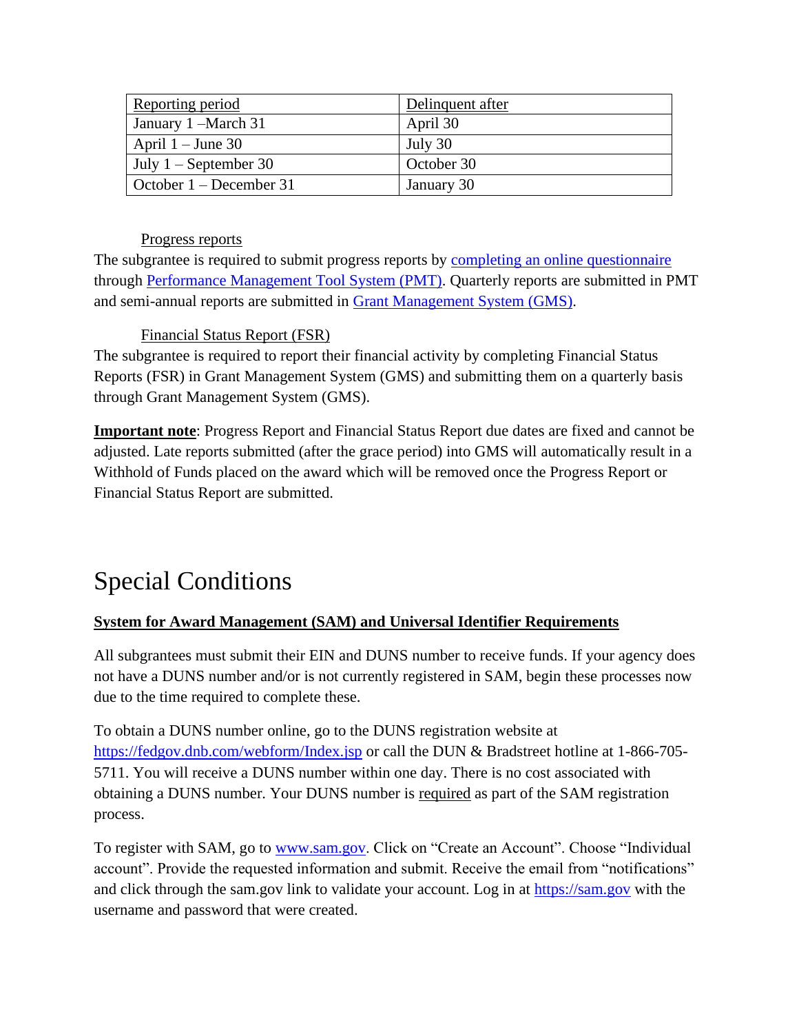| Reporting period | Delinquent after |
|---|---|
| January 1 –March 31 | April 30 |
| April 1 – June 30 | July 30 |
| July 1 – September 30 | October 30 |
| October 1 – December 31 | January 30 |

Progress reports

The subgrantee is required to submit progress reports by completing an online questionnaire through Performance Management Tool System (PMT). Quarterly reports are submitted in PMT and semi-annual reports are submitted in Grant Management System (GMS).

Financial Status Report (FSR)

The subgrantee is required to report their financial activity by completing Financial Status Reports (FSR) in Grant Management System (GMS) and submitting them on a quarterly basis through Grant Management System (GMS).

**Important note**: Progress Report and Financial Status Report due dates are fixed and cannot be adjusted. Late reports submitted (after the grace period) into GMS will automatically result in a Withhold of Funds placed on the award which will be removed once the Progress Report or Financial Status Report are submitted.

# Special Conditions

**System for Award Management (SAM) and Universal Identifier Requirements**

All subgrantees must submit their EIN and DUNS number to receive funds. If your agency does not have a DUNS number and/or is not currently registered in SAM, begin these processes now due to the time required to complete these.

To obtain a DUNS number online, go to the DUNS registration website at https://fedgov.dnb.com/webform/Index.jsp or call the DUN & Bradstreet hotline at 1-866-705-5711. You will receive a DUNS number within one day. There is no cost associated with obtaining a DUNS number. Your DUNS number is required as part of the SAM registration process.

To register with SAM, go to www.sam.gov. Click on "Create an Account". Choose "Individual account". Provide the requested information and submit. Receive the email from "notifications" and click through the sam.gov link to validate your account. Log in at https://sam.gov with the username and password that were created.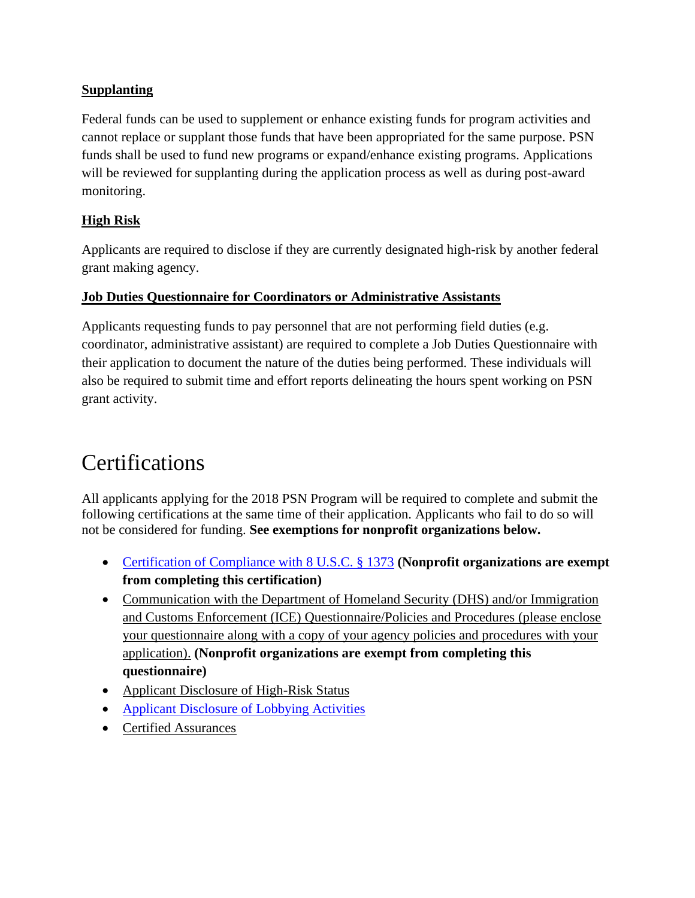**Supplanting**

Federal funds can be used to supplement or enhance existing funds for program activities and cannot replace or supplant those funds that have been appropriated for the same purpose. PSN funds shall be used to fund new programs or expand/enhance existing programs. Applications will be reviewed for supplanting during the application process as well as during post-award monitoring.

**High Risk**

Applicants are required to disclose if they are currently designated high-risk by another federal grant making agency.

**Job Duties Questionnaire for Coordinators or Administrative Assistants**

Applicants requesting funds to pay personnel that are not performing field duties (e.g. coordinator, administrative assistant) are required to complete a Job Duties Questionnaire with their application to document the nature of the duties being performed. These individuals will also be required to submit time and effort reports delineating the hours spent working on PSN grant activity.

# Certifications

All applicants applying for the 2018 PSN Program will be required to complete and submit the following certifications at the same time of their application. Applicants who fail to do so will not be considered for funding. **See exemptions for nonprofit organizations below.**

- Certification of Compliance with 8 U.S.C. § 1373 **(Nonprofit organizations are exempt from completing this certification)**
- Communication with the Department of Homeland Security (DHS) and/or Immigration and Customs Enforcement (ICE) Questionnaire/Policies and Procedures (please enclose your questionnaire along with a copy of your agency policies and procedures with your application). **(Nonprofit organizations are exempt from completing this questionnaire)**
- Applicant Disclosure of High-Risk Status
- Applicant Disclosure of Lobbying Activities
- Certified Assurances